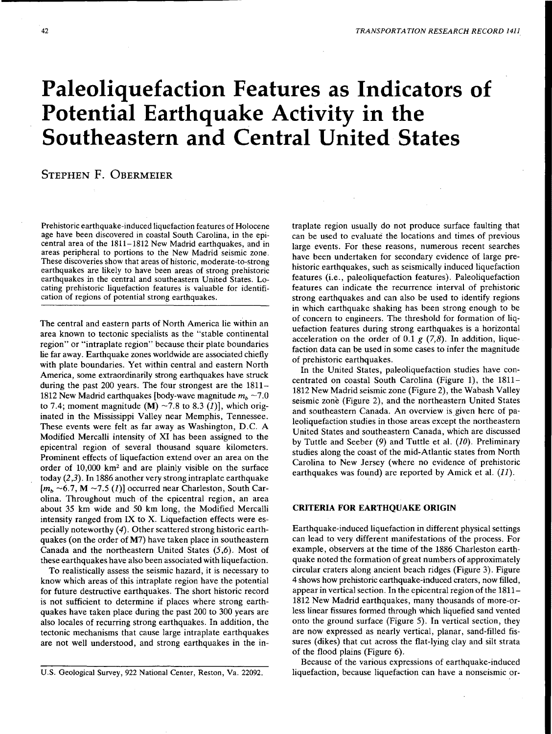# Paleoliquefaction Features as Indicators of Potential Earthquake Activity in the Southeastern and Central United States

STEPHEN F. OBERMEIER

Prehistoric earthquake-induced liquefaction features of Holocene age have been discovered in coastal South Carolina, in the epicentral area of the 1811–1812 New Madrid earthquakes, and in areas peripheral to portions to the New Madrid seismic zone. These discoveries show that areas of historic, moderate-to-strong earthquakes are likely to have been areas of strong prehistoric earthquakes in the central and southeastern United States. Locating prehistoric liquefaction features is valuable for identification of regions of potential strong earthquakes.

The central and eastern parts of North America lie within an area known to tectonic specialists as the "stable continental region" or "intraplate region" because their plate boundaries lie far away. Earthquake zones worldwide are associated chiefly with plate boundaries. Yet within central and eastern North America, some extraordinarily strong earthquakes have struck during the past 200 years. The four strongest are the 1811–1812 New Madrid earthquakes [body-wave magnitude $m_b$ ~7.0 to 7.4; moment magnitude (**M**) ~7.8 to 8.3 (*1*)], which originated in the Mississippi Valley near Memphis, Tennessee. These events were felt as far away as Washington, D.C. A Modified Mercalli intensity of XI has been assigned to the epicentral region of several thousand square kilometers. Prominent effects of liquefaction extend over an area on the order of 10,000 km² and are plainly visible on the surface today (*2,3*). In 1886 another very strong intraplate earthquake [$m_b$ ~6.7, **M** ~7.5 (*1*)] occurred near Charleston, South Carolina. Throughout much of the epicentral region, an area about 35 km wide and 50 km long, the Modified Mercalli intensity ranged from IX to X. Liquefaction effects were especially noteworthy (*4*). Other scattered strong historic earthquakes (on the order of **M**7) have taken place in southeastern Canada and the northeastern United States (*5,6*). Most of these earthquakes have also been associated with liquefaction.

To realistically assess the seismic hazard, it is necessary to know which areas of this intraplate region have the potential for future destructive earthquakes. The short historic record is not sufficient to determine if places where strong earthquakes have taken place during the past 200 to 300 years are also locales of recurring strong earthquakes. In addition, the tectonic mechanisms that cause large intraplate earthquakes are not well understood, and strong earthquakes in the intraplate region usually do not produce surface faulting that can be used to evaluate the locations and times of previous large events. For these reasons, numerous recent searches have been undertaken for secondary evidence of large prehistoric earthquakes, such as seismically induced liquefaction features (i.e., paleoliquefaction features). Paleoliquefaction features can indicate the recurrence interval of prehistoric strong earthquakes and can also be used to identify regions in which earthquake shaking has been strong enough to be of concern to engineers. The threshold for formation of liquefaction features during strong earthquakes is a horizontal acceleration on the order of 0.1 *g* (*7,8*). In addition, liquefaction data can be used in some cases to infer the magnitude of prehistoric earthquakes.

In the United States, paleoliquefaction studies have concentrated on coastal South Carolina (Figure 1), the 1811–1812 New Madrid seismic zone (Figure 2), the Wabash Valley seismic zone (Figure 2), and the northeastern United States and southeastern Canada. An overview is given here of paleoliquefaction studies in those areas except the northeastern United States and southeastern Canada, which are discussed by Tuttle and Seeber (*9*) and Tuttle et al. (*10*). Preliminary studies along the coast of the mid-Atlantic states from North Carolina to New Jersey (where no evidence of prehistoric earthquakes was found) are reported by Amick et al. (*11*).

## CRITERIA FOR EARTHQUAKE ORIGIN

Earthquake-induced liquefaction in different physical settings can lead to very different manifestations of the process. For example, observers at the time of the 1886 Charleston earthquake noted the formation of great numbers of approximately circular craters along ancient beach ridges (Figure 3). Figure 4 shows how prehistoric earthquake-induced craters, now filled, appear in vertical section. In the epicentral region of the 1811–1812 New Madrid earthquakes, many thousands of more-or-less linear fissures formed through which liquefied sand vented onto the ground surface (Figure 5). In vertical section, they are now expressed as nearly vertical, planar, sand-filled fissures (dikes) that cut across the flat-lying clay and silt strata of the flood plains (Figure 6).

Because of the various expressions of earthquake-induced liquefaction, because liquefaction can have a nonseismic or-

U.S. Geological Survey, 922 National Center, Reston, Va. 22092.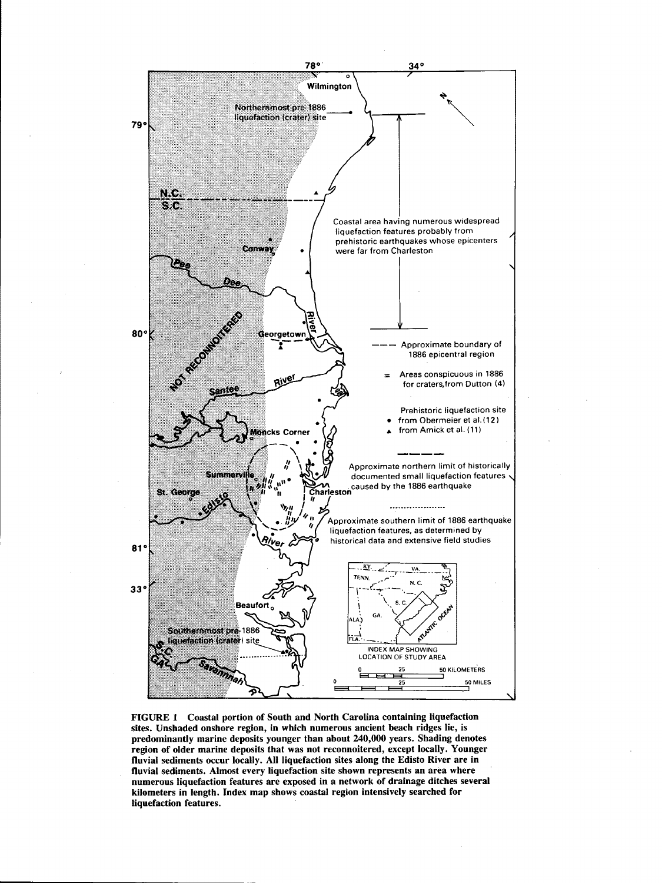78°

34°

Wilmington

Northernmost pre-1886 liquefaction (crater) site

79°

N.C.

S.C.

Coastal area having numerous widespread liquefaction features probably from prehistoric earthquakes whose epicenters were far from Charleston

Conway

Pee Dee River

80°

Georgetown

NOT RECONNOITERED

Santee River

--- Approximate boundary of 1886 epicentral region

= Areas conspicuous in 1886 for craters, from Dutton (4)

Prehistoric liquefaction site

• from Obermeier et al. (12)

▲ from Amick et al. (11)

Moncks Corner

Approximate northern limit of historically documented small liquefaction features caused by the 1886 earthquake

Summerville

Charleston

St. George

Edisto River

Approximate southern limit of 1886 earthquake liquefaction features, as determined by historical data and extensive field studies

81°

33°

Beaufort

Southernmost pre-1886 liquefaction (crater) site

S.C.

GA.

Savannah R.

KY. VA. TENN. N. C. S. C. GA. ALA. FLA. ATLANTIC OCEAN

INDEX MAP SHOWING LOCATION OF STUDY AREA

0 25 50 KILOMETERS

0 25 50 MILES

**FIGURE 1 Coastal portion of South and North Carolina containing liquefaction sites. Unshaded onshore region, in which numerous ancient beach ridges lie, is predominantly marine deposits younger than about 240,000 years. Shading denotes region of older marine deposits that was not reconnoitered, except locally. Younger fluvial sediments occur locally. All liquefaction sites along the Edisto River are in fluvial sediments. Almost every liquefaction site shown represents an area where numerous liquefaction features are exposed in a network of drainage ditches several kilometers in length. Index map shows coastal region intensively searched for liquefaction features.**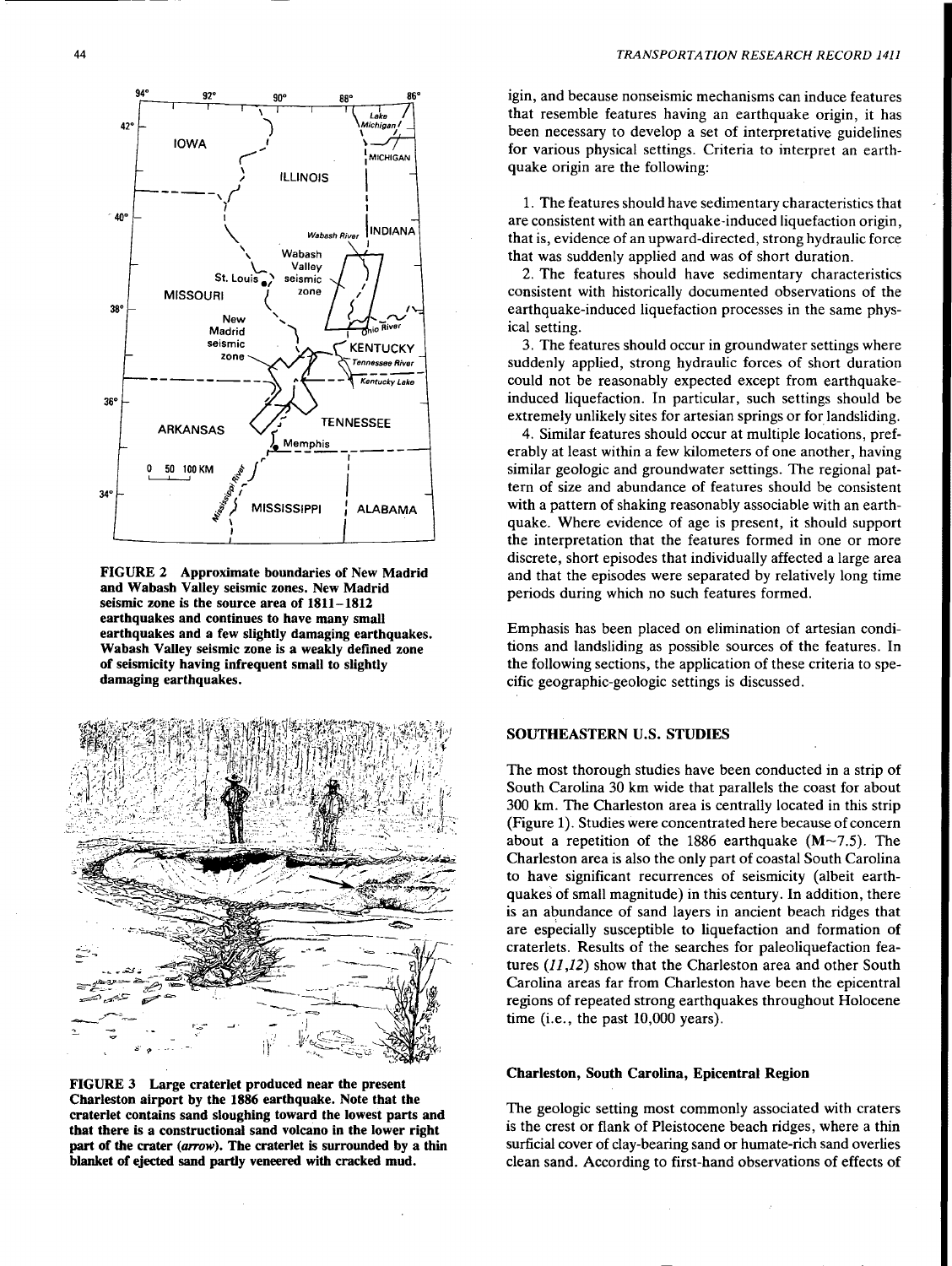94° 92° 90° 88° 86°

42°

40°

38°

36°

34°

Lake Michigan

IOWA

MICHIGAN

ILLINOIS

INDIANA

Wabash River

Wabash Valley seismic zone

St. Louis

MISSOURI

New Madrid seismic zone

Ohio River

KENTUCKY

Tennessee River

Kentucky Lake

TENNESSEE

ARKANSAS

Memphis

0 50 100 KM

Mississippi River

MISSISSIPPI

ALABAMA

**FIGURE 2 Approximate boundaries of New Madrid and Wabash Valley seismic zones. New Madrid seismic zone is the source area of 1811–1812 earthquakes and continues to have many small earthquakes and a few slightly damaging earthquakes. Wabash Valley seismic zone is a weakly defined zone of seismicity having infrequent small to slightly damaging earthquakes.**

**FIGURE 3 Large craterlet produced near the present Charleston airport by the 1886 earthquake. Note that the craterlet contains sand sloughing toward the lowest parts and that there is a constructional sand volcano in the lower right part of the crater (*arrow*). The craterlet is surrounded by a thin blanket of ejected sand partly veneered with cracked mud.**

igin, and because nonseismic mechanisms can induce features that resemble features having an earthquake origin, it has been necessary to develop a set of interpretative guidelines for various physical settings. Criteria to interpret an earthquake origin are the following:

1. The features should have sedimentary characteristics that are consistent with an earthquake-induced liquefaction origin, that is, evidence of an upward-directed, strong hydraulic force that was suddenly applied and was of short duration.
2. The features should have sedimentary characteristics consistent with historically documented observations of the earthquake-induced liquefaction processes in the same physical setting.
3. The features should occur in groundwater settings where suddenly applied, strong hydraulic forces of short duration could not be reasonably expected except from earthquake-induced liquefaction. In particular, such settings should be extremely unlikely sites for artesian springs or for landsliding.
4. Similar features should occur at multiple locations, preferably at least within a few kilometers of one another, having similar geologic and groundwater settings. The regional pattern of size and abundance of features should be consistent with a pattern of shaking reasonably associable with an earthquake. Where evidence of age is present, it should support the interpretation that the features formed in one or more discrete, short episodes that individually affected a large area and that the episodes were separated by relatively long time periods during which no such features formed.

Emphasis has been placed on elimination of artesian conditions and landsliding as possible sources of the features. In the following sections, the application of these criteria to specific geographic-geologic settings is discussed.

## SOUTHEASTERN U.S. STUDIES

The most thorough studies have been conducted in a strip of South Carolina 30 km wide that parallels the coast for about 300 km. The Charleston area is centrally located in this strip (Figure 1). Studies were concentrated here because of concern about a repetition of the 1886 earthquake ($M \sim 7.5$). The Charleston area is also the only part of coastal South Carolina to have significant recurrences of seismicity (albeit earthquakes of small magnitude) in this century. In addition, there is an abundance of sand layers in ancient beach ridges that are especially susceptible to liquefaction and formation of craterlets. Results of the searches for paleoliquefaction features (*11,12*) show that the Charleston area and other South Carolina areas far from Charleston have been the epicentral regions of repeated strong earthquakes throughout Holocene time (i.e., the past 10,000 years).

### Charleston, South Carolina, Epicentral Region

The geologic setting most commonly associated with craters is the crest or flank of Pleistocene beach ridges, where a thin surficial cover of clay-bearing sand or humate-rich sand overlies clean sand. According to first-hand observations of effects of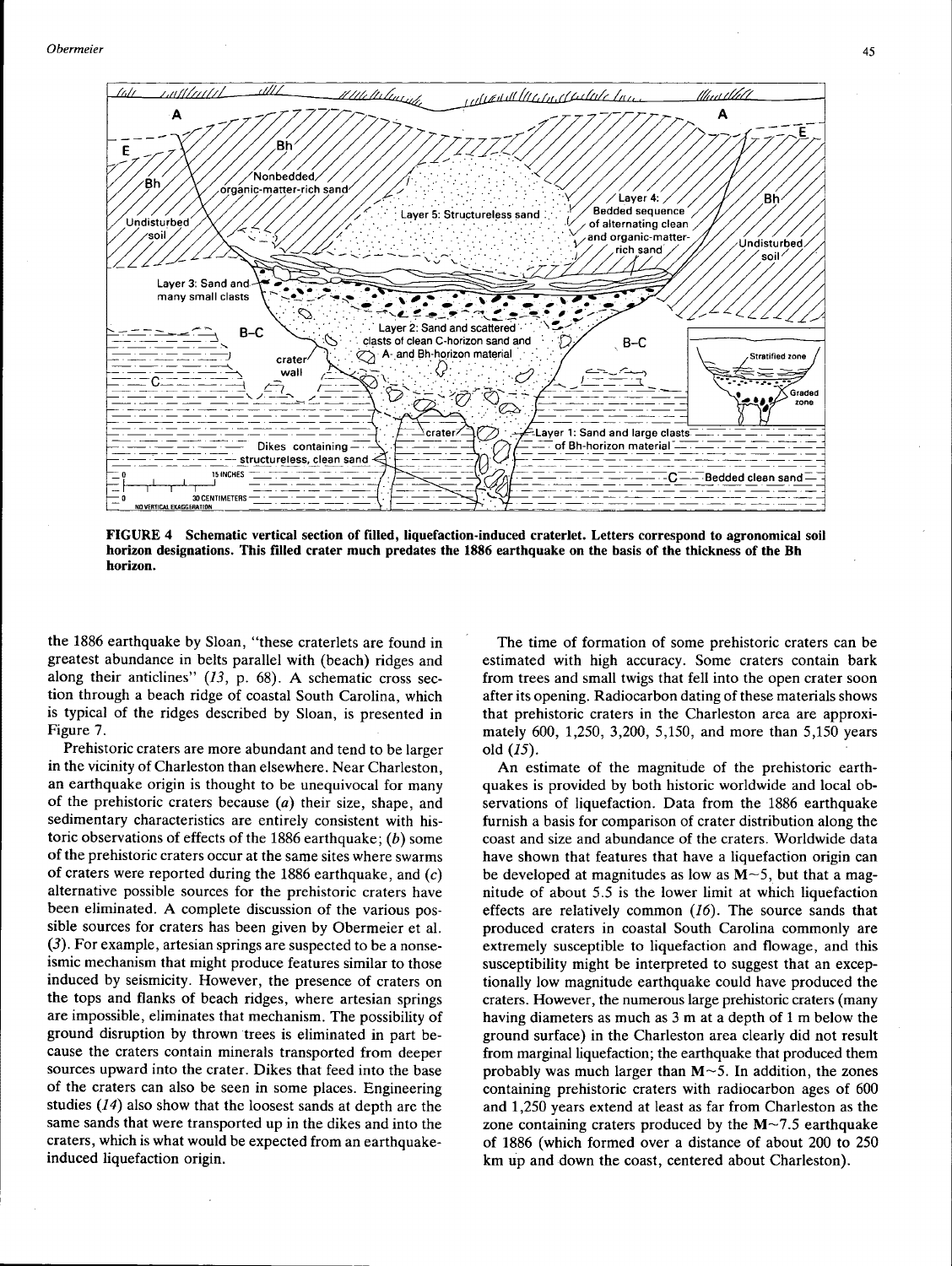A

A

E

E

Bh

Bh

Bh

Nonbedded organic-matter-rich sand

Undisturbed soil

Layer 5: Structureless sand

Layer 4: Bedded sequence of alternating clean and organic-matter-rich sand

Undisturbed soil

Layer 3: Sand and many small clasts

B–C

Layer 2: Sand and scattered clasts of clean C-horizon sand and A- and Bh-horizon material

B–C

crater wall

C

Stratified zone

Graded zone

crater

Layer 1: Sand and large clasts of Bh-horizon material

Dikes containing structureless, clean sand

C

Bedded clean sand

0 15 INCHES

0 30 CENTIMETERS

NO VERTICAL EXAGGERATION

**FIGURE 4 Schematic vertical section of filled, liquefaction-induced craterlet. Letters correspond to agronomical soil horizon designations. This filled crater much predates the 1886 earthquake on the basis of the thickness of the Bh horizon.**

the 1886 earthquake by Sloan, "these craterlets are found in greatest abundance in belts parallel with (beach) ridges and along their anticlines" (*13*, p. 68). A schematic cross section through a beach ridge of coastal South Carolina, which is typical of the ridges described by Sloan, is presented in Figure 7.

Prehistoric craters are more abundant and tend to be larger in the vicinity of Charleston than elsewhere. Near Charleston, an earthquake origin is thought to be unequivocal for many of the prehistoric craters because (*a*) their size, shape, and sedimentary characteristics are entirely consistent with historic observations of effects of the 1886 earthquake; (*b*) some of the prehistoric craters occur at the same sites where swarms of craters were reported during the 1886 earthquake, and (*c*) alternative possible sources for the prehistoric craters have been eliminated. A complete discussion of the various possible sources for craters has been given by Obermeier et al. (*3*). For example, artesian springs are suspected to be a nonseismic mechanism that might produce features similar to those induced by seismicity. However, the presence of craters on the tops and flanks of beach ridges, where artesian springs are impossible, eliminates that mechanism. The possibility of ground disruption by thrown trees is eliminated in part because the craters contain minerals transported from deeper sources upward into the crater. Dikes that feed into the base of the craters can also be seen in some places. Engineering studies (*14*) also show that the loosest sands at depth are the same sands that were transported up in the dikes and into the craters, which is what would be expected from an earthquake-induced liquefaction origin.

The time of formation of some prehistoric craters can be estimated with high accuracy. Some craters contain bark from trees and small twigs that fell into the open crater soon after its opening. Radiocarbon dating of these materials shows that prehistoric craters in the Charleston area are approximately 600, 1,250, 3,200, 5,150, and more than 5,150 years old (*15*).

An estimate of the magnitude of the prehistoric earthquakes is provided by both historic worldwide and local observations of liquefaction. Data from the 1886 earthquake furnish a basis for comparison of crater distribution along the coast and size and abundance of the craters. Worldwide data have shown that features that have a liquefaction origin can be developed at magnitudes as low as $\mathbf{M}{\sim}5$, but that a magnitude of about 5.5 is the lower limit at which liquefaction effects are relatively common (*16*). The source sands that produced craters in coastal South Carolina commonly are extremely susceptible to liquefaction and flowage, and this susceptibility might be interpreted to suggest that an exceptionally low magnitude earthquake could have produced the craters. However, the numerous large prehistoric craters (many having diameters as much as 3 m at a depth of 1 m below the ground surface) in the Charleston area clearly did not result from marginal liquefaction; the earthquake that produced them probably was much larger than $\mathbf{M}{\sim}5$. In addition, the zones containing prehistoric craters with radiocarbon ages of 600 and 1,250 years extend at least as far from Charleston as the zone containing craters produced by the $\mathbf{M}{\sim}7.5$ earthquake of 1886 (which formed over a distance of about 200 to 250 km up and down the coast, centered about Charleston).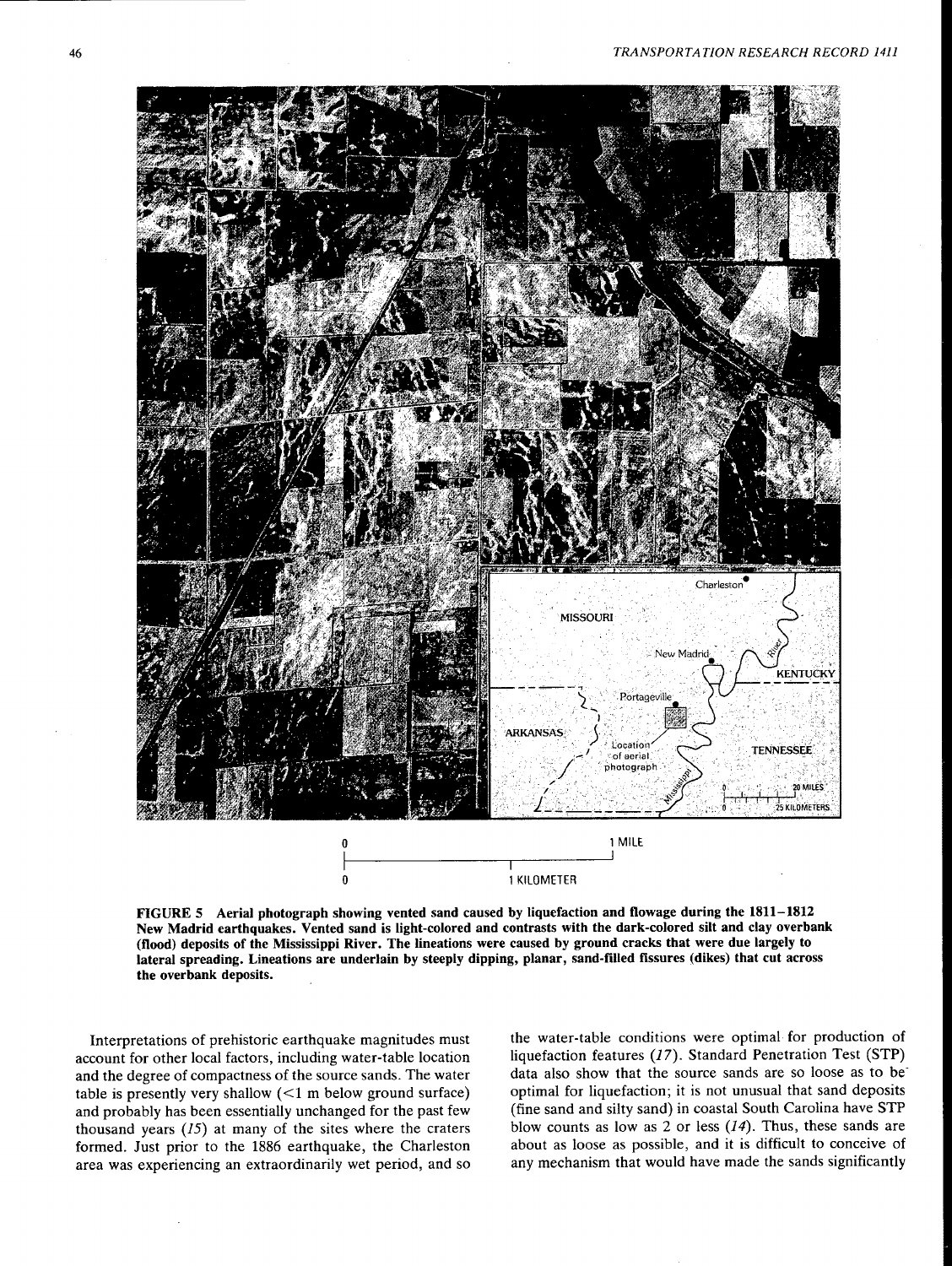**FIGURE 5 Aerial photograph showing vented sand caused by liquefaction and flowage during the 1811–1812 New Madrid earthquakes. Vented sand is light-colored and contrasts with the dark-colored silt and clay overbank (flood) deposits of the Mississippi River. The lineations were caused by ground cracks that were due largely to lateral spreading. Lineations are underlain by steeply dipping, planar, sand-filled fissures (dikes) that cut across the overbank deposits.**

Interpretations of prehistoric earthquake magnitudes must account for other local factors, including water-table location and the degree of compactness of the source sands. The water table is presently very shallow (<1 m below ground surface) and probably has been essentially unchanged for the past few thousand years (*15*) at many of the sites where the craters formed. Just prior to the 1886 earthquake, the Charleston area was experiencing an extraordinarily wet period, and so the water-table conditions were optimal for production of liquefaction features (*17*). Standard Penetration Test (STP) data also show that the source sands are so loose as to be optimal for liquefaction; it is not unusual that sand deposits (fine sand and silty sand) in coastal South Carolina have STP blow counts as low as 2 or less (*14*). Thus, these sands are about as loose as possible, and it is difficult to conceive of any mechanism that would have made the sands significantly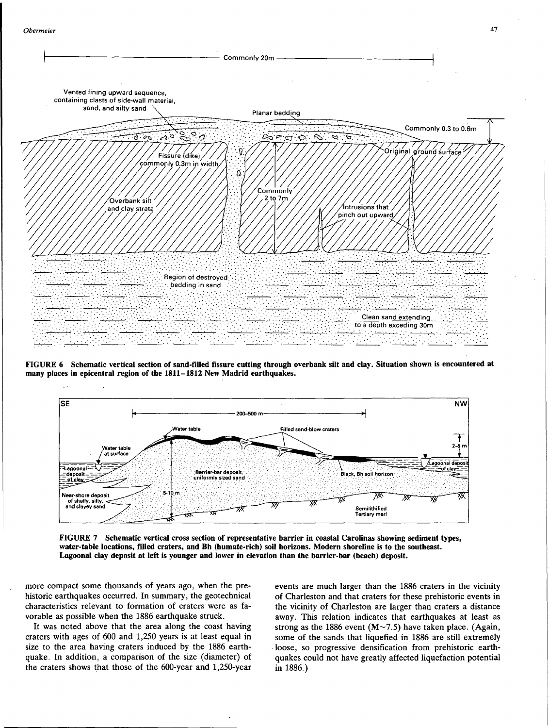Commonly 20m

Vented fining upward sequence, containing clasts of side-wall material, sand, and silty sand

Planar bedding

Commonly 0.3 to 0.6m

Original ground surface

Fissure (dike) commonly 0.3m in width

Commonly 2 to 7m

Overbank silt and clay strata

Intrusions that pinch out upward

Region of destroyed bedding in sand

Clean sand extending to a depth exceding 30m

**FIGURE 6 Schematic vertical section of sand-filled fissure cutting through overbank silt and clay. Situation shown is encountered at many places in epicentral region of the 1811–1812 New Madrid earthquakes.**

SE

NW

200–500 m

Water table

Filled sand-blow craters

Water table at surface

2–5 m

Lagoonal deposit of clay

Lagoonal deposit of clay

Barrier-bar deposit, uniformly sized sand

Black, Bh soil horizon

5–10 m

Near-shore deposit of shelly, silty, and clayey sand

Semilithified Tertiary marl

**FIGURE 7 Schematic vertical cross section of representative barrier in coastal Carolinas showing sediment types, water-table locations, filled craters, and Bh (humate-rich) soil horizons. Modern shoreline is to the southeast. Lagoonal clay deposit at left is younger and lower in elevation than the barrier-bar (beach) deposit.**

more compact some thousands of years ago, when the prehistoric earthquakes occurred. In summary, the geotechnical characteristics relevant to formation of craters were as favorable as possible when the 1886 earthquake struck.

It was noted above that the area along the coast having craters with ages of 600 and 1,250 years is at least equal in size to the area having craters induced by the 1886 earthquake. In addition, a comparison of the size (diameter) of the craters shows that those of the 600-year and 1,250-year events are much larger than the 1886 craters in the vicinity of Charleston and that craters for these prehistoric events in the vicinity of Charleston are larger than craters a distance away. This relation indicates that earthquakes at least as strong as the 1886 event ($M \sim 7.5$) have taken place. (Again, some of the sands that liquefied in 1886 are still extremely loose, so progressive densification from prehistoric earthquakes could not have greatly affected liquefaction potential in 1886.)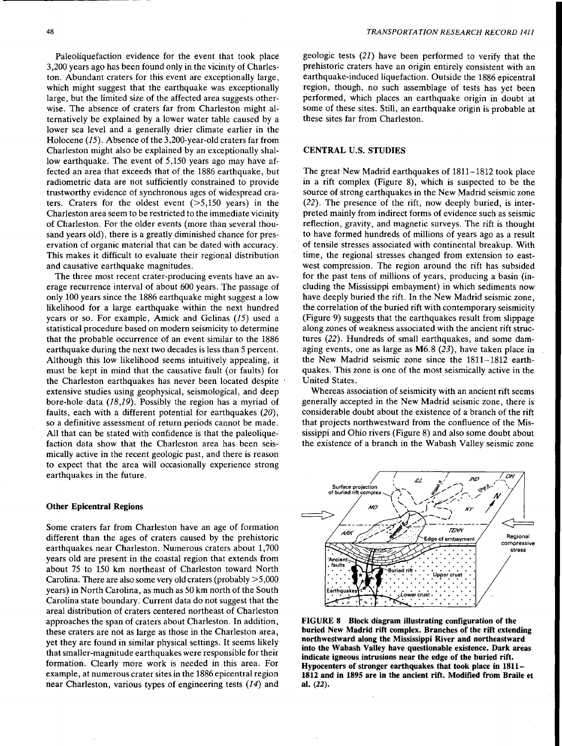Paleoliquefaction evidence for the event that took place 3,200 years ago has been found only in the vicinity of Charleston. Abundant craters for this event are exceptionally large, which might suggest that the earthquake was exceptionally large, but the limited size of the affected area suggests otherwise. The absence of craters far from Charleston might alternatively be explained by a lower water table caused by a lower sea level and a generally drier climate earlier in the Holocene (*15*). Absence of the 3,200-year-old craters far from Charleston might also be explained by an exceptionally shallow earthquake. The event of 5,150 years ago may have affected an area that exceeds that of the 1886 earthquake, but radiometric data are not sufficiently constrained to provide trustworthy evidence of synchronous ages of widespread craters. Craters for the oldest event (>5,150 years) in the Charleston area seem to be restricted to the immediate vicinity of Charleston. For the older events (more than several thousand years old), there is a greatly diminished chance for preservation of organic material that can be dated with accuracy. This makes it difficult to evaluate their regional distribution and causative earthquake magnitudes.

The three most recent crater-producing events have an average recurrence interval of about 600 years. The passage of only 100 years since the 1886 earthquake might suggest a low likelihood for a large earthquake within the next hundred years or so. For example, Amick and Gelinas (*15*) used a statistical procedure based on modern seismicity to determine that the probable occurrence of an event similar to the 1886 earthquake during the next two decades is less than 5 percent. Although this low likelihood seems intuitively appealing, it must be kept in mind that the causative fault (or faults) for the Charleston earthquakes has never been located despite extensive studies using geophysical, seismological, and deep bore-hole data (*18,19*). Possibly the region has a myriad of faults, each with a different potential for earthquakes (*20*), so a definitive assessment of return periods cannot be made. All that can be stated with confidence is that the paleoliquefaction data show that the Charleston area has been seismically active in the recent geologic past, and there is reason to expect that the area will occasionally experience strong earthquakes in the future.

### Other Epicentral Regions

Some craters far from Charleston have an age of formation different than the ages of craters caused by the prehistoric earthquakes near Charleston. Numerous craters about 1,700 years old are present in the coastal region that extends from about 75 to 150 km northeast of Charleston toward North Carolina. There are also some very old craters (probably >5,000 years) in North Carolina, as much as 50 km north of the South Carolina state boundary. Current data do not suggest that the areal distribution of craters centered northeast of Charleston approaches the span of craters about Charleston. In addition, these craters are not as large as those in the Charleston area, yet they are found in similar physical settings. It seems likely that smaller-magnitude earthquakes were responsible for their formation. Clearly more work is needed in this area. For example, at numerous crater sites in the 1886 epicentral region near Charleston, various types of engineering tests (*14*) and geologic tests (*21*) have been performed to verify that the prehistoric craters have an origin entirely consistent with an earthquake-induced liquefaction. Outside the 1886 epicentral region, though, no such assemblage of tests has yet been performed, which places an earthquake origin in doubt at some of these sites. Still, an earthquake origin is probable at these sites far from Charleston.

## CENTRAL U.S. STUDIES

The great New Madrid earthquakes of 1811–1812 took place in a rift complex (Figure 8), which is suspected to be the source of strong earthquakes in the New Madrid seismic zone (*22*). The presence of the rift, now deeply buried, is interpreted mainly from indirect forms of evidence such as seismic reflection, gravity, and magnetic surveys. The rift is thought to have formed hundreds of millions of years ago as a result of tensile stresses associated with continental breakup. With time, the regional stresses changed from extension to east-west compression. The region around the rift has subsided for the past tens of millions of years, producing a basin (including the Mississippi embayment) in which sediments now have deeply buried the rift. In the New Madrid seismic zone, the correlation of the buried rift with contemporary seismicity (Figure 9) suggests that the earthquakes result from slippage along zones of weakness associated with the ancient rift structures (*22*). Hundreds of small earthquakes, and some damaging events, one as large as M6.8 (*23*), have taken place in the New Madrid seismic zone since the 1811–1812 earthquakes. This zone is one of the most seismically active in the United States.

Whereas association of seismicity with an ancient rift seems generally accepted in the New Madrid seismic zone, there is considerable doubt about the existence of a branch of the rift that projects northwestward from the confluence of the Mississippi and Ohio rivers (Figure 8) and also some doubt about the existence of a branch in the Wabash Valley seismic zone

Surface projection of buried rift complex
ILL
IND
OH
MO
KY
TENN
ARK
N
Edge of embayment
Regional compressive stress
Ancient faults
Buried rift
Upper crust
Earthquakes
Lower crust

**FIGURE 8 Block diagram illustrating configuration of the buried New Madrid rift complex. Branches of the rift extending northwestward along the Mississippi River and northeastward into the Wabash Valley have questionable existence. Dark areas indicate igneous intrusions near the edge of the buried rift. Hypocenters of stronger earthquakes that took place in 1811–1812 and in 1895 are in the ancient rift. Modified from Braile et al. (*22*).**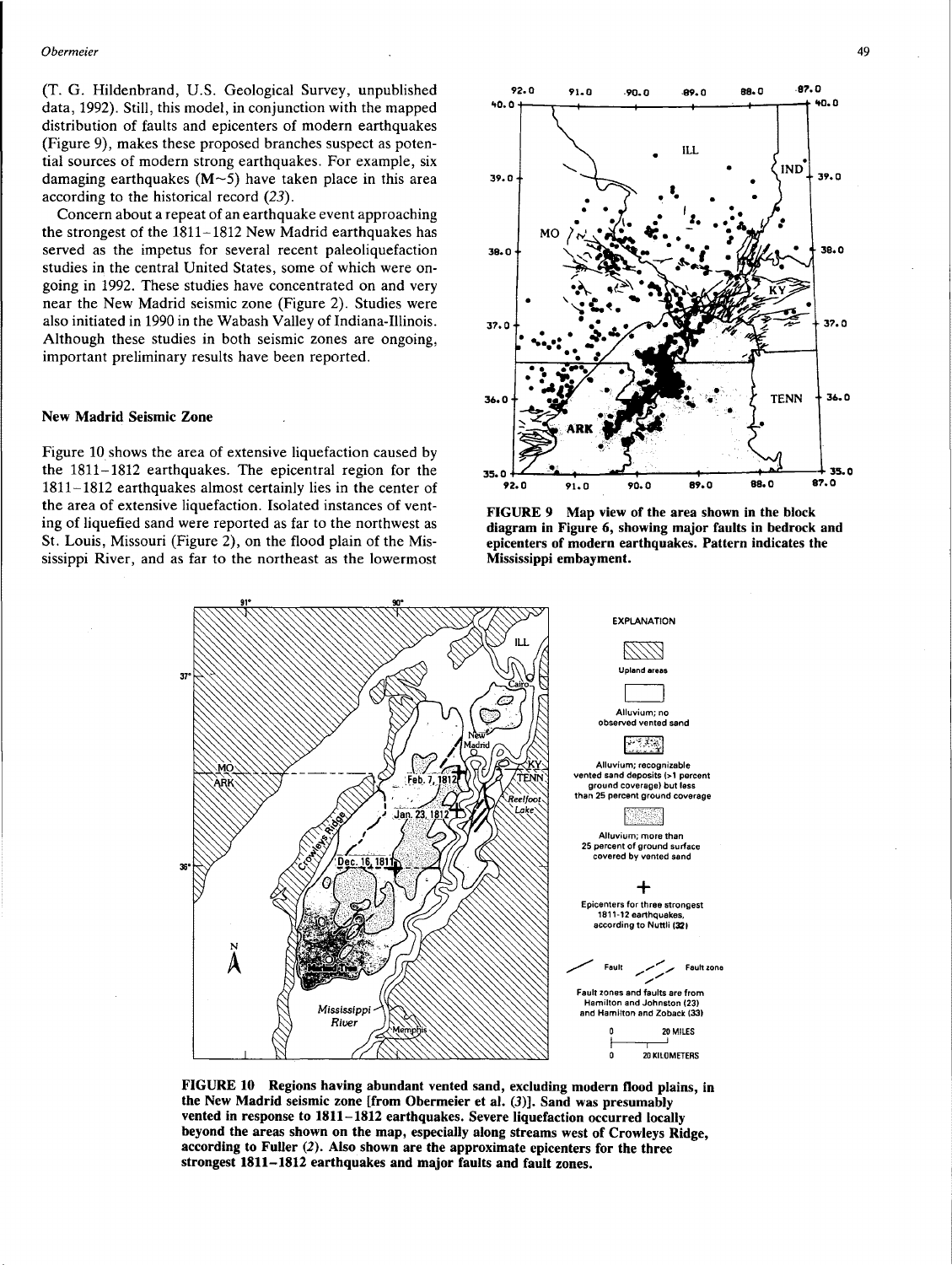(T. G. Hildenbrand, U.S. Geological Survey, unpublished data, 1992). Still, this model, in conjunction with the mapped distribution of faults and epicenters of modern earthquakes (Figure 9), makes these proposed branches suspect as potential sources of modern strong earthquakes. For example, six damaging earthquakes (M~5) have taken place in this area according to the historical record (23).

Concern about a repeat of an earthquake event approaching the strongest of the 1811–1812 New Madrid earthquakes has served as the impetus for several recent paleoliquefaction studies in the central United States, some of which were ongoing in 1992. These studies have concentrated on and very near the New Madrid seismic zone (Figure 2). Studies were also initiated in 1990 in the Wabash Valley of Indiana-Illinois. Although these studies in both seismic zones are ongoing, important preliminary results have been reported.

### New Madrid Seismic Zone

Figure 10 shows the area of extensive liquefaction caused by the 1811–1812 earthquakes. The epicentral region for the 1811–1812 earthquakes almost certainly lies in the center of the area of extensive liquefaction. Isolated instances of venting of liquefied sand were reported as far to the northwest as St. Louis, Missouri (Figure 2), on the flood plain of the Mississippi River, and as far to the northeast as the lowermost

92.0 91.0 90.0 89.0 88.0 87.0
40.0 39.0 38.0 37.0 36.0 35.0
ILL
IND
MO
KY
TENN
ARK

**FIGURE 9 Map view of the area shown in the block diagram in Figure 6, showing major faults in bedrock and epicenters of modern earthquakes. Pattern indicates the Mississippi embayment.**

91° 90°
37° 36°
ILL
Cairo
New Madrid
MO
ARK
KY
TENN
Feb. 7, 1812
Jan. 23, 1812
Dec. 16, 1811
Reelfoot Lake
Crowleys Ridge
Marked Tree
N
Mississippi River
Memphis

EXPLANATION
Upland areas
Alluvium; no observed vented sand
Alluvium; recognizable vented sand deposits (>1 percent ground coverage) but less than 25 percent ground coverage
Alluvium; more than 25 percent of ground surface covered by vented sand
Epicenters for three strongest 1811-12 earthquakes, according to Nuttli (32)
Fault
Fault zone
Fault zones and faults are from Hamilton and Johnston (23) and Hamilton and Zoback (33)
0 20 MILES
0 20 KILOMETERS

**FIGURE 10 Regions having abundant vented sand, excluding modern flood plains, in the New Madrid seismic zone [from Obermeier et al. (3)]. Sand was presumably vented in response to 1811–1812 earthquakes. Severe liquefaction occurred locally beyond the areas shown on the map, especially along streams west of Crowleys Ridge, according to Fuller (2). Also shown are the approximate epicenters for the three strongest 1811–1812 earthquakes and major faults and fault zones.**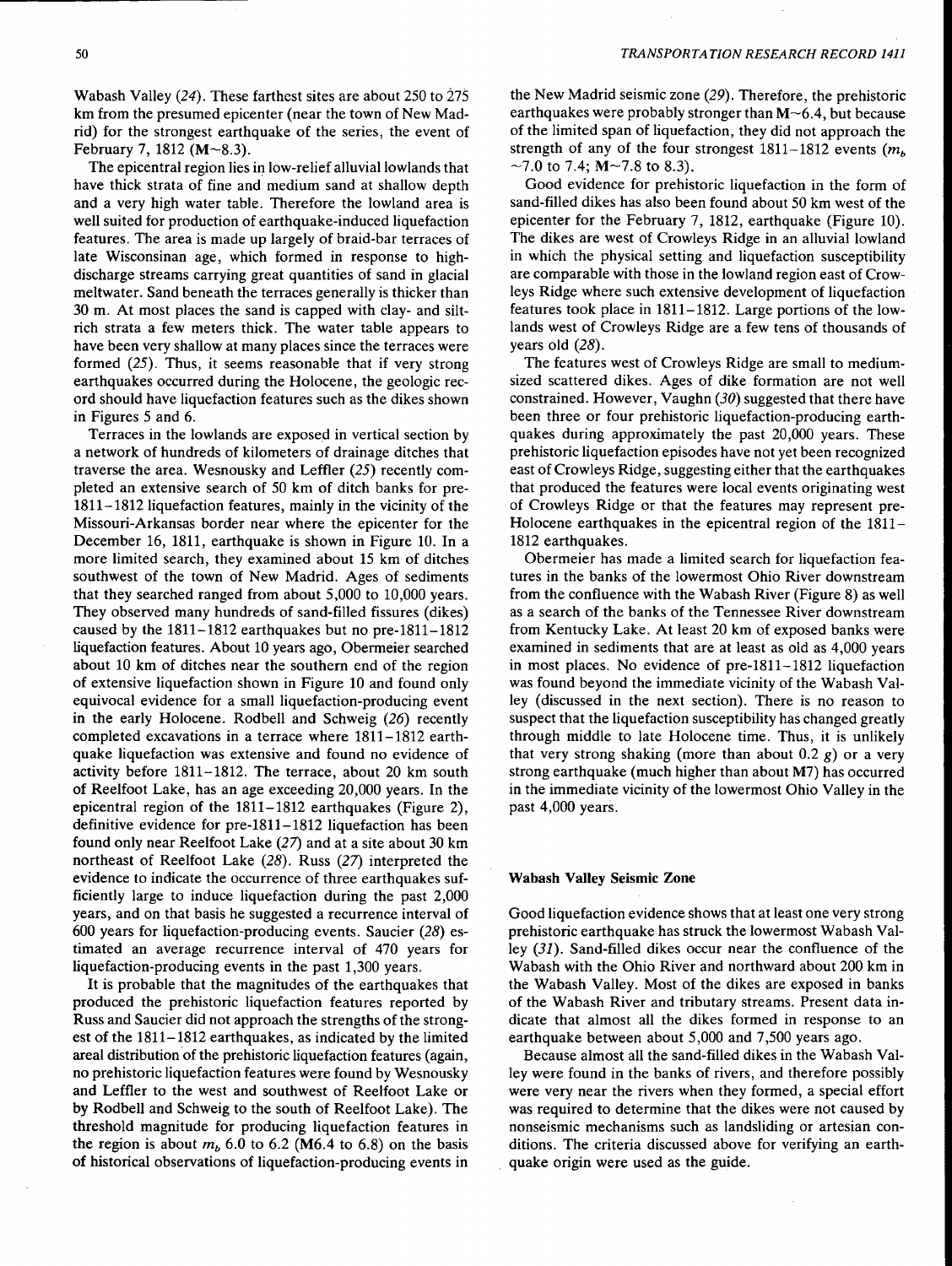Wabash Valley (24). These farthest sites are about 250 to 275 km from the presumed epicenter (near the town of New Madrid) for the strongest earthquake of the series, the event of February 7, 1812 (**M**~8.3).

The epicentral region lies in low-relief alluvial lowlands that have thick strata of fine and medium sand at shallow depth and a very high water table. Therefore the lowland area is well suited for production of earthquake-induced liquefaction features. The area is made up largely of braid-bar terraces of late Wisconsinan age, which formed in response to high-discharge streams carrying great quantities of sand in glacial meltwater. Sand beneath the terraces generally is thicker than 30 m. At most places the sand is capped with clay- and silt-rich strata a few meters thick. The water table appears to have been very shallow at many places since the terraces were formed (25). Thus, it seems reasonable that if very strong earthquakes occurred during the Holocene, the geologic record should have liquefaction features such as the dikes shown in Figures 5 and 6.

Terraces in the lowlands are exposed in vertical section by a network of hundreds of kilometers of drainage ditches that traverse the area. Wesnousky and Leffler (25) recently completed an extensive search of 50 km of ditch banks for pre-1811–1812 liquefaction features, mainly in the vicinity of the Missouri-Arkansas border near where the epicenter for the December 16, 1811, earthquake is shown in Figure 10. In a more limited search, they examined about 15 km of ditches southwest of the town of New Madrid. Ages of sediments that they searched ranged from about 5,000 to 10,000 years. They observed many hundreds of sand-filled fissures (dikes) caused by the 1811–1812 earthquakes but no pre-1811–1812 liquefaction features. About 10 years ago, Obermeier searched about 10 km of ditches near the southern end of the region of extensive liquefaction shown in Figure 10 and found only equivocal evidence for a small liquefaction-producing event in the early Holocene. Rodbell and Schweig (26) recently completed excavations in a terrace where 1811–1812 earthquake liquefaction was extensive and found no evidence of activity before 1811–1812. The terrace, about 20 km south of Reelfoot Lake, has an age exceeding 20,000 years. In the epicentral region of the 1811–1812 earthquakes (Figure 2), definitive evidence for pre-1811–1812 liquefaction has been found only near Reelfoot Lake (27) and at a site about 30 km northeast of Reelfoot Lake (28). Russ (27) interpreted the evidence to indicate the occurrence of three earthquakes sufficiently large to induce liquefaction during the past 2,000 years, and on that basis he suggested a recurrence interval of 600 years for liquefaction-producing events. Saucier (28) estimated an average recurrence interval of 470 years for liquefaction-producing events in the past 1,300 years.

It is probable that the magnitudes of the earthquakes that produced the prehistoric liquefaction features reported by Russ and Saucier did not approach the strengths of the strongest of the 1811–1812 earthquakes, as indicated by the limited areal distribution of the prehistoric liquefaction features (again, no prehistoric liquefaction features were found by Wesnousky and Leffler to the west and southwest of Reelfoot Lake or by Rodbell and Schweig to the south of Reelfoot Lake). The threshold magnitude for producing liquefaction features in the region is about $m_b$ 6.0 to 6.2 (**M**6.4 to 6.8) on the basis of historical observations of liquefaction-producing events in the New Madrid seismic zone (29). Therefore, the prehistoric earthquakes were probably stronger than **M**~6.4, but because of the limited span of liquefaction, they did not approach the strength of any of the four strongest 1811–1812 events ($m_b$ ~7.0 to 7.4; **M**~7.8 to 8.3).

Good evidence for prehistoric liquefaction in the form of sand-filled dikes has also been found about 50 km west of the epicenter for the February 7, 1812, earthquake (Figure 10). The dikes are west of Crowleys Ridge in an alluvial lowland in which the physical setting and liquefaction susceptibility are comparable with those in the lowland region east of Crowleys Ridge where such extensive development of liquefaction features took place in 1811–1812. Large portions of the lowlands west of Crowleys Ridge are a few tens of thousands of years old (28).

The features west of Crowleys Ridge are small to medium-sized scattered dikes. Ages of dike formation are not well constrained. However, Vaughn (30) suggested that there have been three or four prehistoric liquefaction-producing earthquakes during approximately the past 20,000 years. These prehistoric liquefaction episodes have not yet been recognized east of Crowleys Ridge, suggesting either that the earthquakes that produced the features were local events originating west of Crowleys Ridge or that the features may represent pre-Holocene earthquakes in the epicentral region of the 1811–1812 earthquakes.

Obermeier has made a limited search for liquefaction features in the banks of the lowermost Ohio River downstream from the confluence with the Wabash River (Figure 8) as well as a search of the banks of the Tennessee River downstream from Kentucky Lake. At least 20 km of exposed banks were examined in sediments that are at least as old as 4,000 years in most places. No evidence of pre-1811–1812 liquefaction was found beyond the immediate vicinity of the Wabash Valley (discussed in the next section). There is no reason to suspect that the liquefaction susceptibility has changed greatly through middle to late Holocene time. Thus, it is unlikely that very strong shaking (more than about 0.2 *g*) or a very strong earthquake (much higher than about **M**7) has occurred in the immediate vicinity of the lowermost Ohio Valley in the past 4,000 years.

### Wabash Valley Seismic Zone

Good liquefaction evidence shows that at least one very strong prehistoric earthquake has struck the lowermost Wabash Valley (31). Sand-filled dikes occur near the confluence of the Wabash with the Ohio River and northward about 200 km in the Wabash Valley. Most of the dikes are exposed in banks of the Wabash River and tributary streams. Present data indicate that almost all the dikes formed in response to an earthquake between about 5,000 and 7,500 years ago.

Because almost all the sand-filled dikes in the Wabash Valley were found in the banks of rivers, and therefore possibly were very near the rivers when they formed, a special effort was required to determine that the dikes were not caused by nonseismic mechanisms such as landsliding or artesian conditions. The criteria discussed above for verifying an earthquake origin were used as the guide.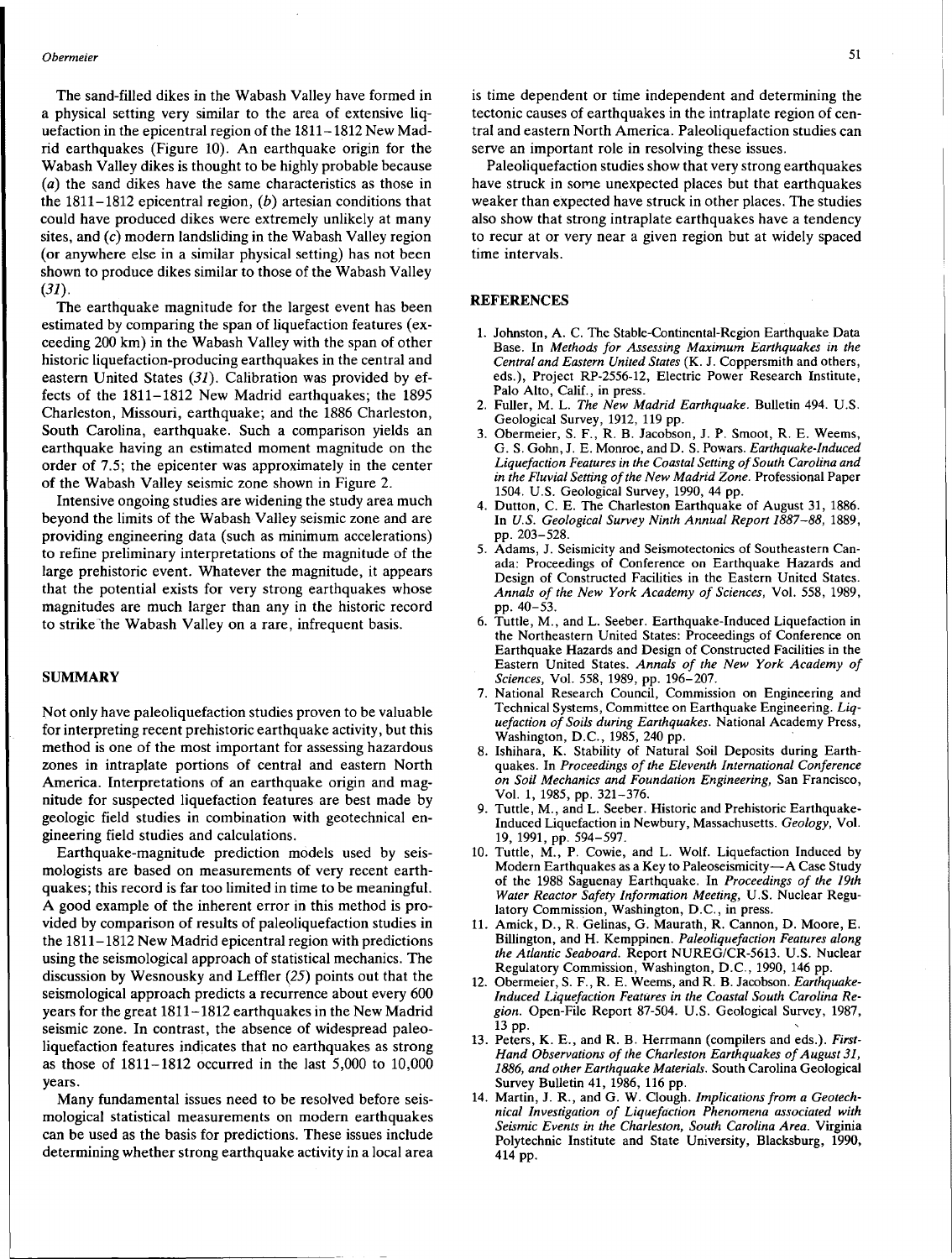The sand-filled dikes in the Wabash Valley have formed in a physical setting very similar to the area of extensive liquefaction in the epicentral region of the 1811–1812 New Madrid earthquakes (Figure 10). An earthquake origin for the Wabash Valley dikes is thought to be highly probable because (*a*) the sand dikes have the same characteristics as those in the 1811–1812 epicentral region, (*b*) artesian conditions that could have produced dikes were extremely unlikely at many sites, and (*c*) modern landsliding in the Wabash Valley region (or anywhere else in a similar physical setting) has not been shown to produce dikes similar to those of the Wabash Valley (*31*).

The earthquake magnitude for the largest event has been estimated by comparing the span of liquefaction features (exceeding 200 km) in the Wabash Valley with the span of other historic liquefaction-producing earthquakes in the central and eastern United States (*31*). Calibration was provided by effects of the 1811–1812 New Madrid earthquakes; the 1895 Charleston, Missouri, earthquake; and the 1886 Charleston, South Carolina, earthquake. Such a comparison yields an earthquake having an estimated moment magnitude on the order of 7.5; the epicenter was approximately in the center of the Wabash Valley seismic zone shown in Figure 2.

Intensive ongoing studies are widening the study area much beyond the limits of the Wabash Valley seismic zone and are providing engineering data (such as minimum accelerations) to refine preliminary interpretations of the magnitude of the large prehistoric event. Whatever the magnitude, it appears that the potential exists for very strong earthquakes whose magnitudes are much larger than any in the historic record to strike the Wabash Valley on a rare, infrequent basis.

## SUMMARY

Not only have paleoliquefaction studies proven to be valuable for interpreting recent prehistoric earthquake activity, but this method is one of the most important for assessing hazardous zones in intraplate portions of central and eastern North America. Interpretations of an earthquake origin and magnitude for suspected liquefaction features are best made by geologic field studies in combination with geotechnical engineering field studies and calculations.

Earthquake-magnitude prediction models used by seismologists are based on measurements of very recent earthquakes; this record is far too limited in time to be meaningful. A good example of the inherent error in this method is provided by comparison of results of paleoliquefaction studies in the 1811–1812 New Madrid epicentral region with predictions using the seismological approach of statistical mechanics. The discussion by Wesnousky and Leffler (*25*) points out that the seismological approach predicts a recurrence about every 600 years for the great 1811–1812 earthquakes in the New Madrid seismic zone. In contrast, the absence of widespread paleoliquefaction features indicates that no earthquakes as strong as those of 1811–1812 occurred in the last 5,000 to 10,000 years.

Many fundamental issues need to be resolved before seismological statistical measurements on modern earthquakes can be used as the basis for predictions. These issues include determining whether strong earthquake activity in a local area is time dependent or time independent and determining the tectonic causes of earthquakes in the intraplate region of central and eastern North America. Paleoliquefaction studies can serve an important role in resolving these issues.

Paleoliquefaction studies show that very strong earthquakes have struck in some unexpected places but that earthquakes weaker than expected have struck in other places. The studies also show that strong intraplate earthquakes have a tendency to recur at or very near a given region but at widely spaced time intervals.

## REFERENCES

1. Johnston, A. C. The Stable-Continental-Region Earthquake Data Base. In *Methods for Assessing Maximum Earthquakes in the Central and Eastern United States* (K. J. Coppersmith and others, eds.), Project RP-2556-12, Electric Power Research Institute, Palo Alto, Calif., in press.
2. Fuller, M. L. *The New Madrid Earthquake.* Bulletin 494. U.S. Geological Survey, 1912, 119 pp.
3. Obermeier, S. F., R. B. Jacobson, J. P. Smoot, R. E. Weems, G. S. Gohn, J. E. Monroe, and D. S. Powars. *Earthquake-Induced Liquefaction Features in the Coastal Setting of South Carolina and in the Fluvial Setting of the New Madrid Zone.* Professional Paper 1504. U.S. Geological Survey, 1990, 44 pp.
4. Dutton, C. E. The Charleston Earthquake of August 31, 1886. In *U.S. Geological Survey Ninth Annual Report 1887–88,* 1889, pp. 203–528.
5. Adams, J. Seismicity and Seismotectonics of Southeastern Canada: Proceedings of Conference on Earthquake Hazards and Design of Constructed Facilities in the Eastern United States. *Annals of the New York Academy of Sciences,* Vol. 558, 1989, pp. 40–53.
6. Tuttle, M., and L. Seeber. Earthquake-Induced Liquefaction in the Northeastern United States: Proceedings of Conference on Earthquake Hazards and Design of Constructed Facilities in the Eastern United States. *Annals of the New York Academy of Sciences,* Vol. 558, 1989, pp. 196–207.
7. National Research Council, Commission on Engineering and Technical Systems, Committee on Earthquake Engineering. *Liquefaction of Soils during Earthquakes.* National Academy Press, Washington, D.C., 1985, 240 pp.
8. Ishihara, K. Stability of Natural Soil Deposits during Earthquakes. In *Proceedings of the Eleventh International Conference on Soil Mechanics and Foundation Engineering,* San Francisco, Vol. 1, 1985, pp. 321–376.
9. Tuttle, M., and L. Seeber. Historic and Prehistoric Earthquake-Induced Liquefaction in Newbury, Massachusetts. *Geology,* Vol. 19, 1991, pp. 594–597.
10. Tuttle, M., P. Cowie, and L. Wolf. Liquefaction Induced by Modern Earthquakes as a Key to Paleoseismicity—A Case Study of the 1988 Saguenay Earthquake. In *Proceedings of the 19th Water Reactor Safety Information Meeting,* U.S. Nuclear Regulatory Commission, Washington, D.C., in press.
11. Amick, D., R. Gelinas, G. Maurath, R. Cannon, D. Moore, E. Billington, and H. Kemppinen. *Paleoliquefaction Features along the Atlantic Seaboard.* Report NUREG/CR-5613. U.S. Nuclear Regulatory Commission, Washington, D.C., 1990, 146 pp.
12. Obermeier, S. F., R. E. Weems, and R. B. Jacobson. *Earthquake-Induced Liquefaction Features in the Coastal South Carolina Region.* Open-File Report 87-504. U.S. Geological Survey, 1987, 13 pp.
13. Peters, K. E., and R. B. Herrmann (compilers and eds.). *First-Hand Observations of the Charleston Earthquakes of August 31, 1886, and other Earthquake Materials.* South Carolina Geological Survey Bulletin 41, 1986, 116 pp.
14. Martin, J. R., and G. W. Clough. *Implications from a Geotechnical Investigation of Liquefaction Phenomena associated with Seismic Events in the Charleston, South Carolina Area.* Virginia Polytechnic Institute and State University, Blacksburg, 1990, 414 pp.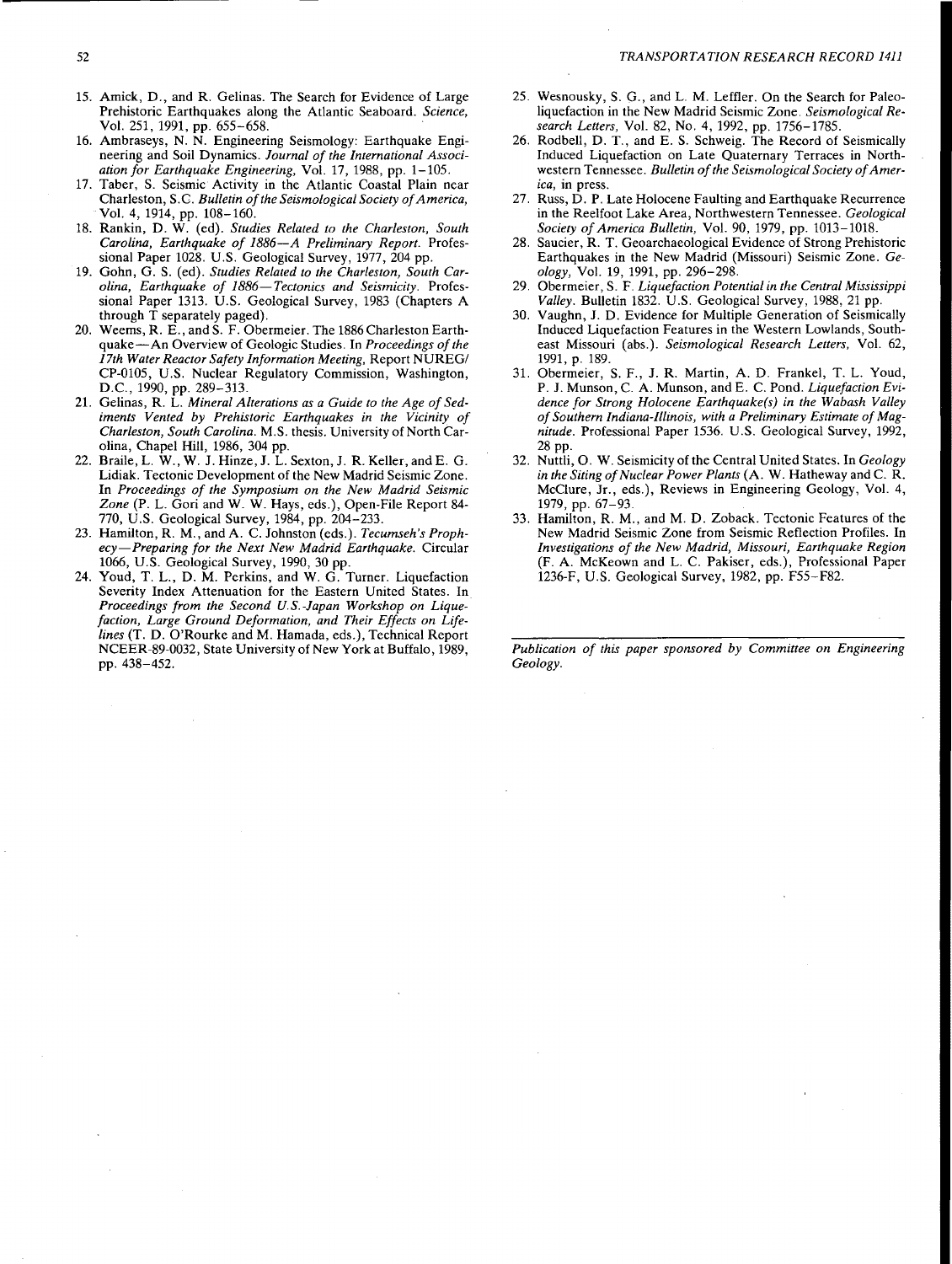15. Amick, D., and R. Gelinas. The Search for Evidence of Large Prehistoric Earthquakes along the Atlantic Seaboard. *Science,* Vol. 251, 1991, pp. 655–658.
16. Ambraseys, N. N. Engineering Seismology: Earthquake Engineering and Soil Dynamics. *Journal of the International Association for Earthquake Engineering,* Vol. 17, 1988, pp. 1–105.
17. Taber, S. Seismic Activity in the Atlantic Coastal Plain near Charleston, S.C. *Bulletin of the Seismological Society of America,* Vol. 4, 1914, pp. 108–160.
18. Rankin, D. W. (ed). *Studies Related to the Charleston, South Carolina, Earthquake of 1886—A Preliminary Report.* Professional Paper 1028. U.S. Geological Survey, 1977, 204 pp.
19. Gohn, G. S. (ed). *Studies Related to the Charleston, South Carolina, Earthquake of 1886—Tectonics and Seismicity.* Professional Paper 1313. U.S. Geological Survey, 1983 (Chapters A through T separately paged).
20. Weems, R. E., and S. F. Obermeier. The 1886 Charleston Earthquake—An Overview of Geologic Studies. In *Proceedings of the 17th Water Reactor Safety Information Meeting,* Report NUREG/CP-0105, U.S. Nuclear Regulatory Commission, Washington, D.C., 1990, pp. 289–313.
21. Gelinas, R. L. *Mineral Alterations as a Guide to the Age of Sediments Vented by Prehistoric Earthquakes in the Vicinity of Charleston, South Carolina.* M.S. thesis. University of North Carolina, Chapel Hill, 1986, 304 pp.
22. Braile, L. W., W. J. Hinze, J. L. Sexton, J. R. Keller, and E. G. Lidiak. Tectonic Development of the New Madrid Seismic Zone. In *Proceedings of the Symposium on the New Madrid Seismic Zone* (P. L. Gori and W. W. Hays, eds.), Open-File Report 84-770, U.S. Geological Survey, 1984, pp. 204–233.
23. Hamilton, R. M., and A. C. Johnston (eds.). *Tecumseh's Prophecy—Preparing for the Next New Madrid Earthquake.* Circular 1066, U.S. Geological Survey, 1990, 30 pp.
24. Youd, T. L., D. M. Perkins, and W. G. Turner. Liquefaction Severity Index Attenuation for the Eastern United States. In *Proceedings from the Second U.S.-Japan Workshop on Liquefaction, Large Ground Deformation, and Their Effects on Lifelines* (T. D. O'Rourke and M. Hamada, eds.), Technical Report NCEER-89-0032, State University of New York at Buffalo, 1989, pp. 438–452.
25. Wesnousky, S. G., and L. M. Leffler. On the Search for Paleoliquefaction in the New Madrid Seismic Zone. *Seismological Research Letters,* Vol. 82, No. 4, 1992, pp. 1756–1785.
26. Rodbell, D. T., and E. S. Schweig. The Record of Seismically Induced Liquefaction on Late Quaternary Terraces in Northwestern Tennessee. *Bulletin of the Seismological Society of America,* in press.
27. Russ, D. P. Late Holocene Faulting and Earthquake Recurrence in the Reelfoot Lake Area, Northwestern Tennessee. *Geological Society of America Bulletin,* Vol. 90, 1979, pp. 1013–1018.
28. Saucier, R. T. Geoarchaeological Evidence of Strong Prehistoric Earthquakes in the New Madrid (Missouri) Seismic Zone. *Geology,* Vol. 19, 1991, pp. 296–298.
29. Obermeier, S. F. *Liquefaction Potential in the Central Mississippi Valley.* Bulletin 1832. U.S. Geological Survey, 1988, 21 pp.
30. Vaughn, J. D. Evidence for Multiple Generation of Seismically Induced Liquefaction Features in the Western Lowlands, Southeast Missouri (abs.). *Seismological Research Letters,* Vol. 62, 1991, p. 189.
31. Obermeier, S. F., J. R. Martin, A. D. Frankel, T. L. Youd, P. J. Munson, C. A. Munson, and E. C. Pond. *Liquefaction Evidence for Strong Holocene Earthquake(s) in the Wabash Valley of Southern Indiana-Illinois, with a Preliminary Estimate of Magnitude.* Professional Paper 1536. U.S. Geological Survey, 1992, 28 pp.
32. Nuttli, O. W. Seismicity of the Central United States. In *Geology in the Siting of Nuclear Power Plants* (A. W. Hatheway and C. R. McClure, Jr., eds.), Reviews in Engineering Geology, Vol. 4, 1979, pp. 67–93.
33. Hamilton, R. M., and M. D. Zoback. Tectonic Features of the New Madrid Seismic Zone from Seismic Reflection Profiles. In *Investigations of the New Madrid, Missouri, Earthquake Region* (F. A. McKeown and L. C. Pakiser, eds.), Professional Paper 1236-F, U.S. Geological Survey, 1982, pp. F55–F82.

*Publication of this paper sponsored by Committee on Engineering Geology.*